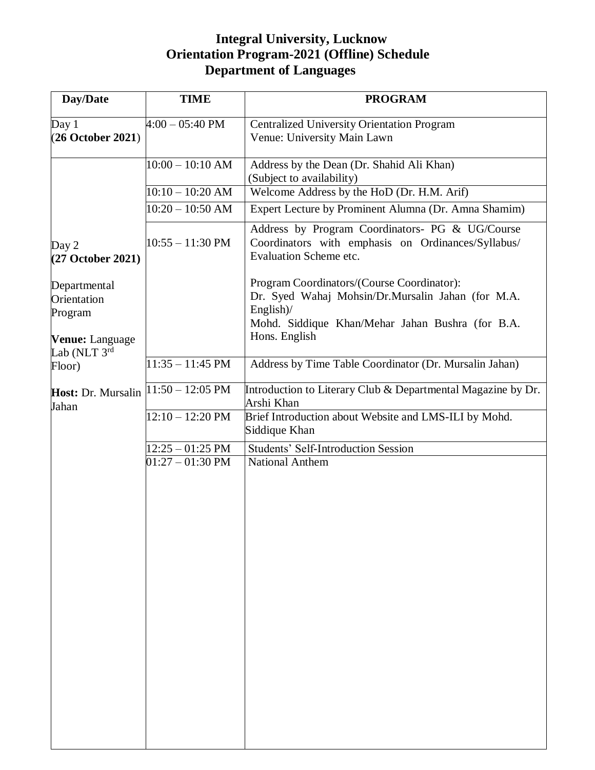# Integral University, Lucknow
## Orientation Program-2021 (Offline) Schedule
## Department of Languages

| Day/Date | TIME | PROGRAM |
|---|---|---|
| Day 1 (**26 October 2021**) | 4:00 – 05:40 PM | Centralized University Orientation Program<br>Venue: University Main Lawn |
| Day 2 **(27 October 2021)**<br><br>Departmental Orientation Program<br><br>**Venue:** Language Lab (NLT 3rd Floor)<br><br>**Host:** Dr. Mursalin Jahan | 10:00 – 10:10 AM | Address by the Dean (Dr. Shahid Ali Khan)<br>(Subject to availability) |
| | 10:10 – 10:20 AM | Welcome Address by the HoD (Dr. H.M. Arif) |
| | 10:20 – 10:50 AM | Expert Lecture by Prominent Alumna (Dr. Amna Shamim) |
| | 10:55 – 11:30 PM | Address by Program Coordinators- PG & UG/Course Coordinators with emphasis on Ordinances/Syllabus/ Evaluation Scheme etc.<br><br>Program Coordinators/(Course Coordinator):<br>Dr. Syed Wahaj Mohsin/Dr.Mursalin Jahan (for M.A. English)/<br>Mohd. Siddique Khan/Mehar Jahan Bushra (for B.A. Hons. English |
| | 11:35 – 11:45 PM | Address by Time Table Coordinator (Dr. Mursalin Jahan) |
| | 11:50 – 12:05 PM | Introduction to Literary Club & Departmental Magazine by Dr. Arshi Khan |
| | 12:10 – 12:20 PM | Brief Introduction about Website and LMS-ILI by Mohd. Siddique Khan |
| | 12:25 – 01:25 PM | Students' Self-Introduction Session |
| | 01:27 – 01:30 PM | National Anthem |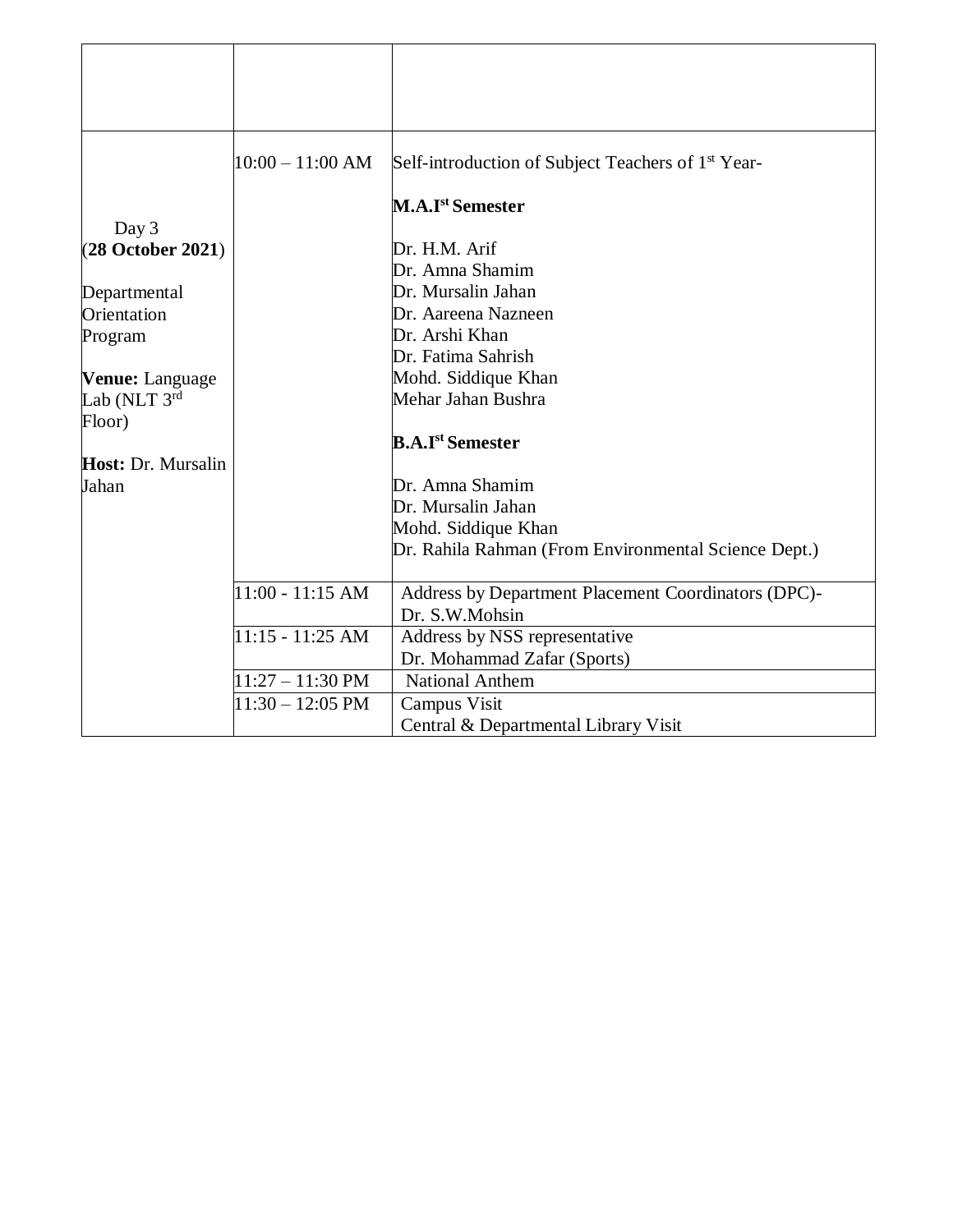| | | |
|---|---|---|
| Day 3 (**28 October 2021**)<br><br>Departmental Orientation Program<br><br>**Venue:** Language Lab (NLT 3rd Floor)<br><br>**Host:** Dr. Mursalin Jahan | 10:00 – 11:00 AM | Self-introduction of Subject Teachers of 1st Year-<br><br>**M.A.Ist Semester**<br><br>Dr. H.M. Arif<br>Dr. Amna Shamim<br>Dr. Mursalin Jahan<br>Dr. Aareena Nazneen<br>Dr. Arshi Khan<br>Dr. Fatima Sahrish<br>Mohd. Siddique Khan<br>Mehar Jahan Bushra<br><br>**B.A.Ist Semester**<br><br>Dr. Amna Shamim<br>Dr. Mursalin Jahan<br>Mohd. Siddique Khan<br>Dr. Rahila Rahman (From Environmental Science Dept.) |
| | 11:00 - 11:15 AM | Address by Department Placement Coordinators (DPC)-<br>Dr. S.W.Mohsin |
| | 11:15 - 11:25 AM | Address by NSS representative<br>Dr. Mohammad Zafar (Sports) |
| | 11:27 – 11:30 PM | National Anthem |
| | 11:30 – 12:05 PM | Campus Visit<br>Central & Departmental Library Visit |